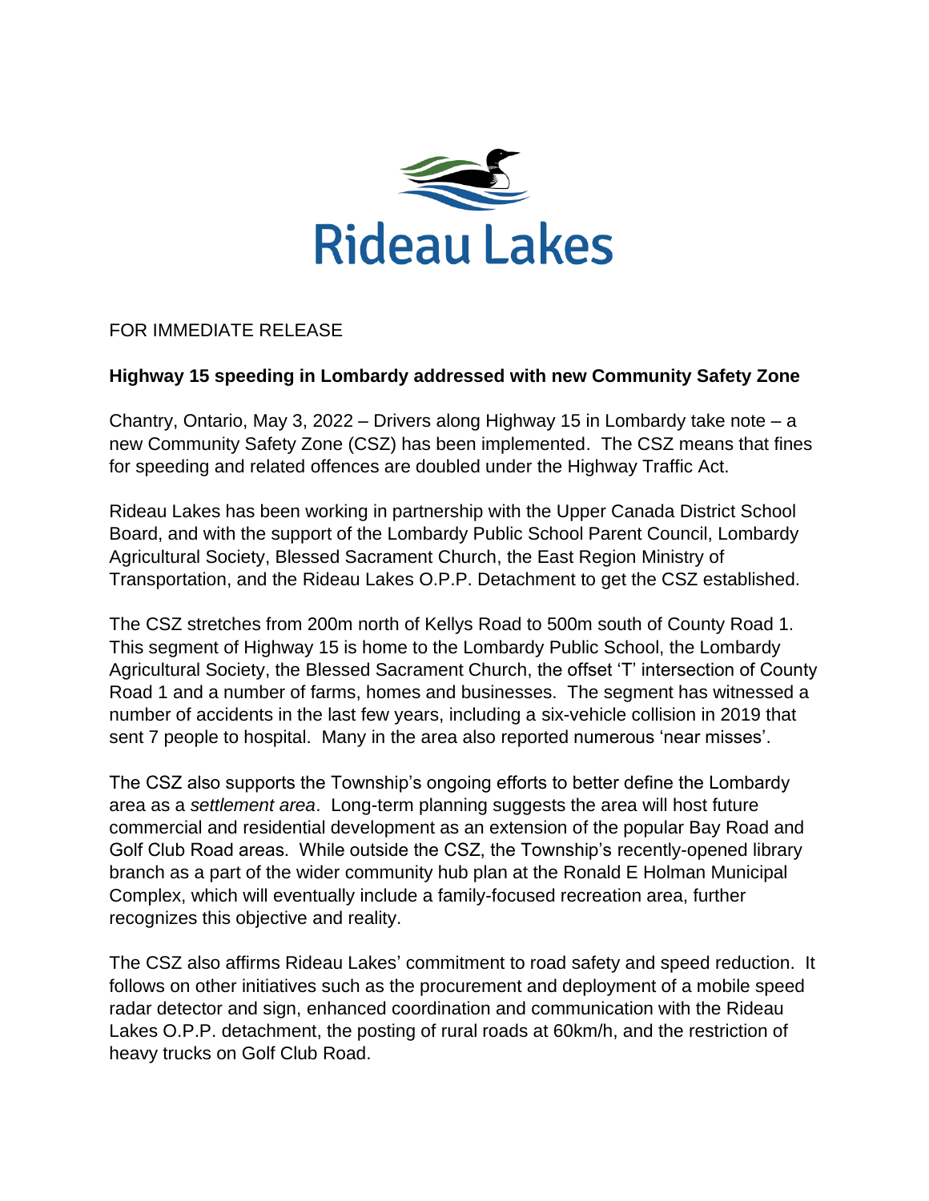Rideau Lakes

FOR IMMEDIATE RELEASE

**Highway 15 speeding in Lombardy addressed with new Community Safety Zone**

Chantry, Ontario, May 3, 2022 – Drivers along Highway 15 in Lombardy take note – a new Community Safety Zone (CSZ) has been implemented. The CSZ means that fines for speeding and related offences are doubled under the Highway Traffic Act.

Rideau Lakes has been working in partnership with the Upper Canada District School Board, and with the support of the Lombardy Public School Parent Council, Lombardy Agricultural Society, Blessed Sacrament Church, the East Region Ministry of Transportation, and the Rideau Lakes O.P.P. Detachment to get the CSZ established.

The CSZ stretches from 200m north of Kellys Road to 500m south of County Road 1. This segment of Highway 15 is home to the Lombardy Public School, the Lombardy Agricultural Society, the Blessed Sacrament Church, the offset 'T' intersection of County Road 1 and a number of farms, homes and businesses. The segment has witnessed a number of accidents in the last few years, including a six-vehicle collision in 2019 that sent 7 people to hospital. Many in the area also reported numerous 'near misses'.

The CSZ also supports the Township's ongoing efforts to better define the Lombardy area as a *settlement area*. Long-term planning suggests the area will host future commercial and residential development as an extension of the popular Bay Road and Golf Club Road areas. While outside the CSZ, the Township's recently-opened library branch as a part of the wider community hub plan at the Ronald E Holman Municipal Complex, which will eventually include a family-focused recreation area, further recognizes this objective and reality.

The CSZ also affirms Rideau Lakes' commitment to road safety and speed reduction. It follows on other initiatives such as the procurement and deployment of a mobile speed radar detector and sign, enhanced coordination and communication with the Rideau Lakes O.P.P. detachment, the posting of rural roads at 60km/h, and the restriction of heavy trucks on Golf Club Road.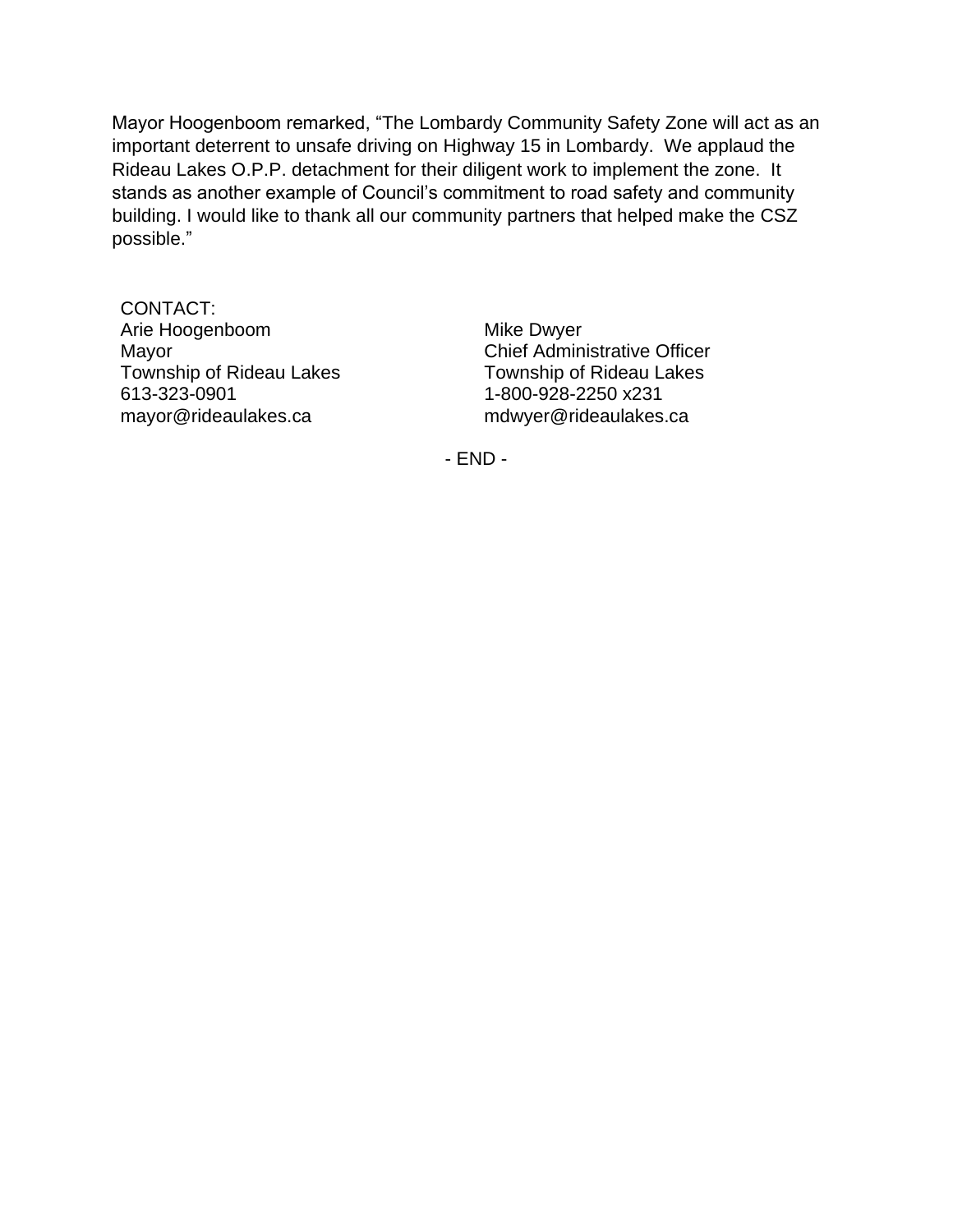Mayor Hoogenboom remarked, "The Lombardy Community Safety Zone will act as an important deterrent to unsafe driving on Highway 15 in Lombardy. We applaud the Rideau Lakes O.P.P. detachment for their diligent work to implement the zone. It stands as another example of Council's commitment to road safety and community building. I would like to thank all our community partners that helped make the CSZ possible."

CONTACT:

Arie Hoogenboom
Mayor
Township of Rideau Lakes
613-323-0901
mayor@rideaulakes.ca

Mike Dwyer
Chief Administrative Officer
Township of Rideau Lakes
1-800-928-2250 x231
mdwyer@rideaulakes.ca

- END -